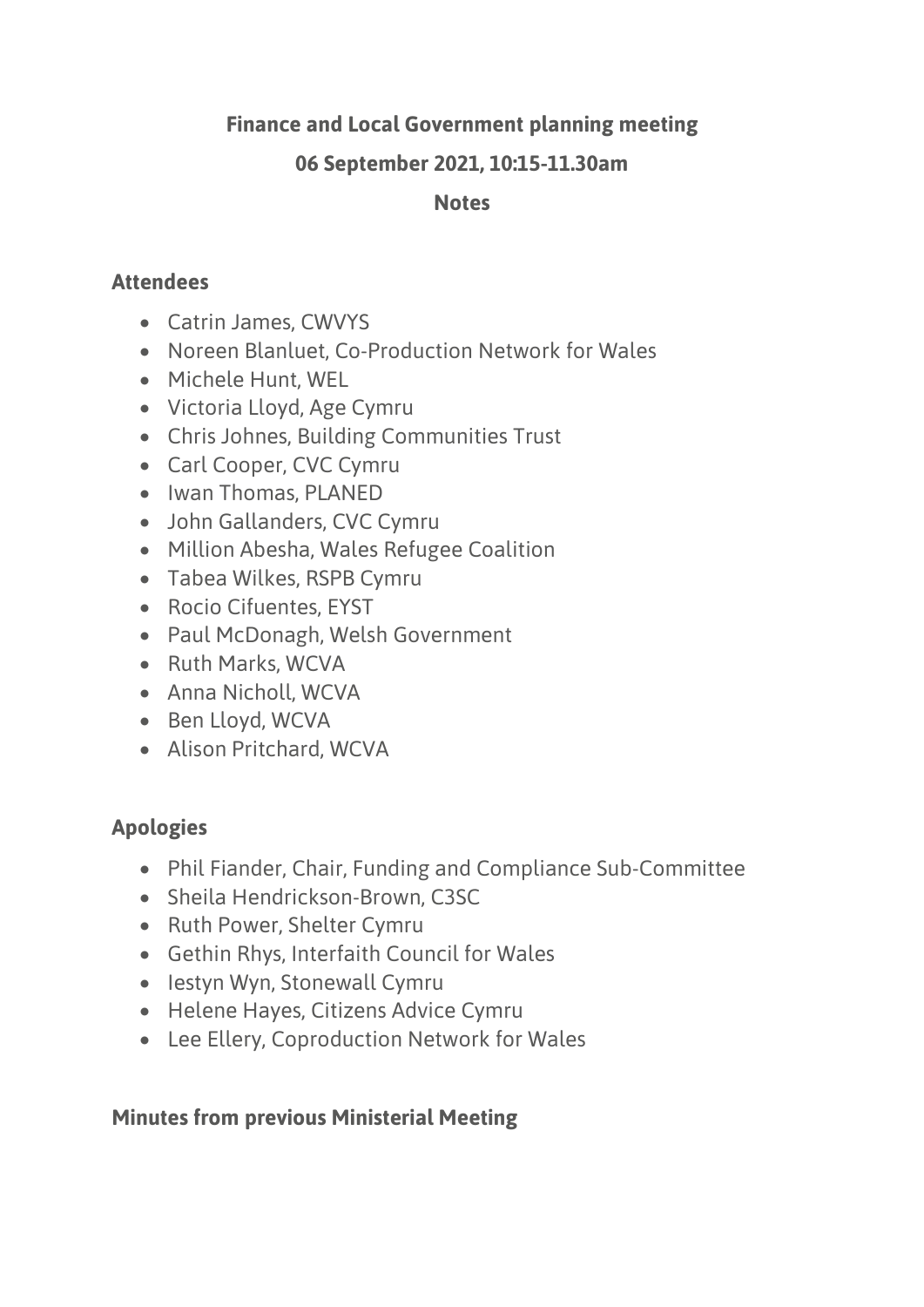**Finance and Local Government planning meeting**

**06 September 2021, 10:15-11.30am**

**Notes**

## Attendees

- Catrin James, CWVYS
- Noreen Blanluet, Co-Production Network for Wales
- Michele Hunt, WEL
- Victoria Lloyd, Age Cymru
- Chris Johnes, Building Communities Trust
- Carl Cooper, CVC Cymru
- Iwan Thomas, PLANED
- John Gallanders, CVC Cymru
- Million Abesha, Wales Refugee Coalition
- Tabea Wilkes, RSPB Cymru
- Rocio Cifuentes, EYST
- Paul McDonagh, Welsh Government
- Ruth Marks, WCVA
- Anna Nicholl, WCVA
- Ben Lloyd, WCVA
- Alison Pritchard, WCVA

## Apologies

- Phil Fiander, Chair, Funding and Compliance Sub-Committee
- Sheila Hendrickson-Brown, C3SC
- Ruth Power, Shelter Cymru
- Gethin Rhys, Interfaith Council for Wales
- Iestyn Wyn, Stonewall Cymru
- Helene Hayes, Citizens Advice Cymru
- Lee Ellery, Coproduction Network for Wales

## Minutes from previous Ministerial Meeting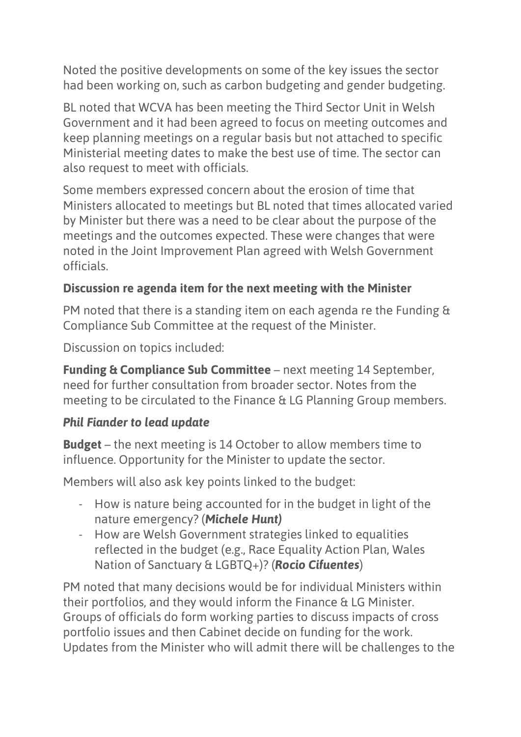Noted the positive developments on some of the key issues the sector had been working on, such as carbon budgeting and gender budgeting.

BL noted that WCVA has been meeting the Third Sector Unit in Welsh Government and it had been agreed to focus on meeting outcomes and keep planning meetings on a regular basis but not attached to specific Ministerial meeting dates to make the best use of time. The sector can also request to meet with officials.

Some members expressed concern about the erosion of time that Ministers allocated to meetings but BL noted that times allocated varied by Minister but there was a need to be clear about the purpose of the meetings and the outcomes expected. These were changes that were noted in the Joint Improvement Plan agreed with Welsh Government officials.

**Discussion re agenda item for the next meeting with the Minister**

PM noted that there is a standing item on each agenda re the Funding & Compliance Sub Committee at the request of the Minister.

Discussion on topics included:

**Funding & Compliance Sub Committee** – next meeting 14 September, need for further consultation from broader sector. Notes from the meeting to be circulated to the Finance & LG Planning Group members.

***Phil Fiander to lead update***

**Budget** – the next meeting is 14 October to allow members time to influence. Opportunity for the Minister to update the sector.

Members will also ask key points linked to the budget:

- How is nature being accounted for in the budget in light of the nature emergency? (***Michele Hunt)***
- How are Welsh Government strategies linked to equalities reflected in the budget (e.g., Race Equality Action Plan, Wales Nation of Sanctuary & LGBTQ+)? (***Rocio Cifuentes***)

PM noted that many decisions would be for individual Ministers within their portfolios, and they would inform the Finance & LG Minister. Groups of officials do form working parties to discuss impacts of cross portfolio issues and then Cabinet decide on funding for the work. Updates from the Minister who will admit there will be challenges to the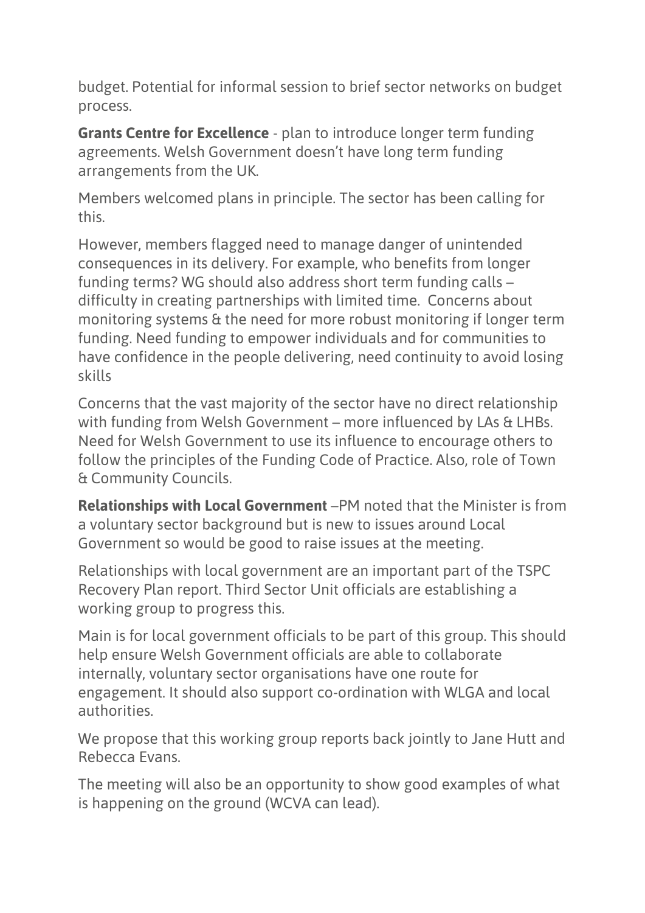budget. Potential for informal session to brief sector networks on budget process.

**Grants Centre for Excellence** - plan to introduce longer term funding agreements. Welsh Government doesn't have long term funding arrangements from the UK.

Members welcomed plans in principle. The sector has been calling for this.

However, members flagged need to manage danger of unintended consequences in its delivery. For example, who benefits from longer funding terms? WG should also address short term funding calls – difficulty in creating partnerships with limited time. Concerns about monitoring systems & the need for more robust monitoring if longer term funding. Need funding to empower individuals and for communities to have confidence in the people delivering, need continuity to avoid losing skills

Concerns that the vast majority of the sector have no direct relationship with funding from Welsh Government – more influenced by LAs & LHBs. Need for Welsh Government to use its influence to encourage others to follow the principles of the Funding Code of Practice. Also, role of Town & Community Councils.

**Relationships with Local Government** –PM noted that the Minister is from a voluntary sector background but is new to issues around Local Government so would be good to raise issues at the meeting.

Relationships with local government are an important part of the TSPC Recovery Plan report. Third Sector Unit officials are establishing a working group to progress this.

Main is for local government officials to be part of this group. This should help ensure Welsh Government officials are able to collaborate internally, voluntary sector organisations have one route for engagement. It should also support co-ordination with WLGA and local authorities.

We propose that this working group reports back jointly to Jane Hutt and Rebecca Evans.

The meeting will also be an opportunity to show good examples of what is happening on the ground (WCVA can lead).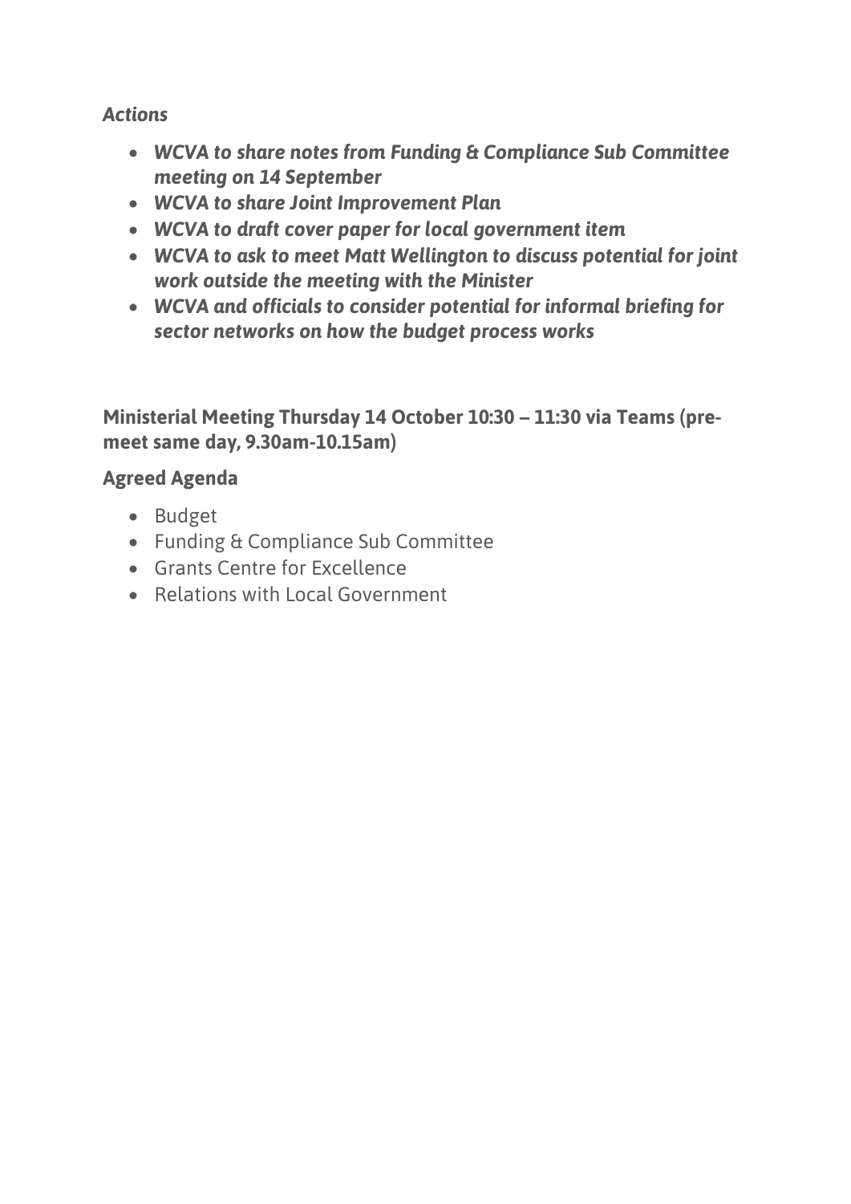*Actions*

- ***WCVA to share notes from Funding & Compliance Sub Committee meeting on 14 September***
- ***WCVA to share Joint Improvement Plan***
- ***WCVA to draft cover paper for local government item***
- ***WCVA to ask to meet Matt Wellington to discuss potential for joint work outside the meeting with the Minister***
- ***WCVA and officials to consider potential for informal briefing for sector networks on how the budget process works***

**Ministerial Meeting Thursday 14 October 10:30 – 11:30 via Teams (pre-meet same day, 9.30am-10.15am)**

**Agreed Agenda**

- Budget
- Funding & Compliance Sub Committee
- Grants Centre for Excellence
- Relations with Local Government